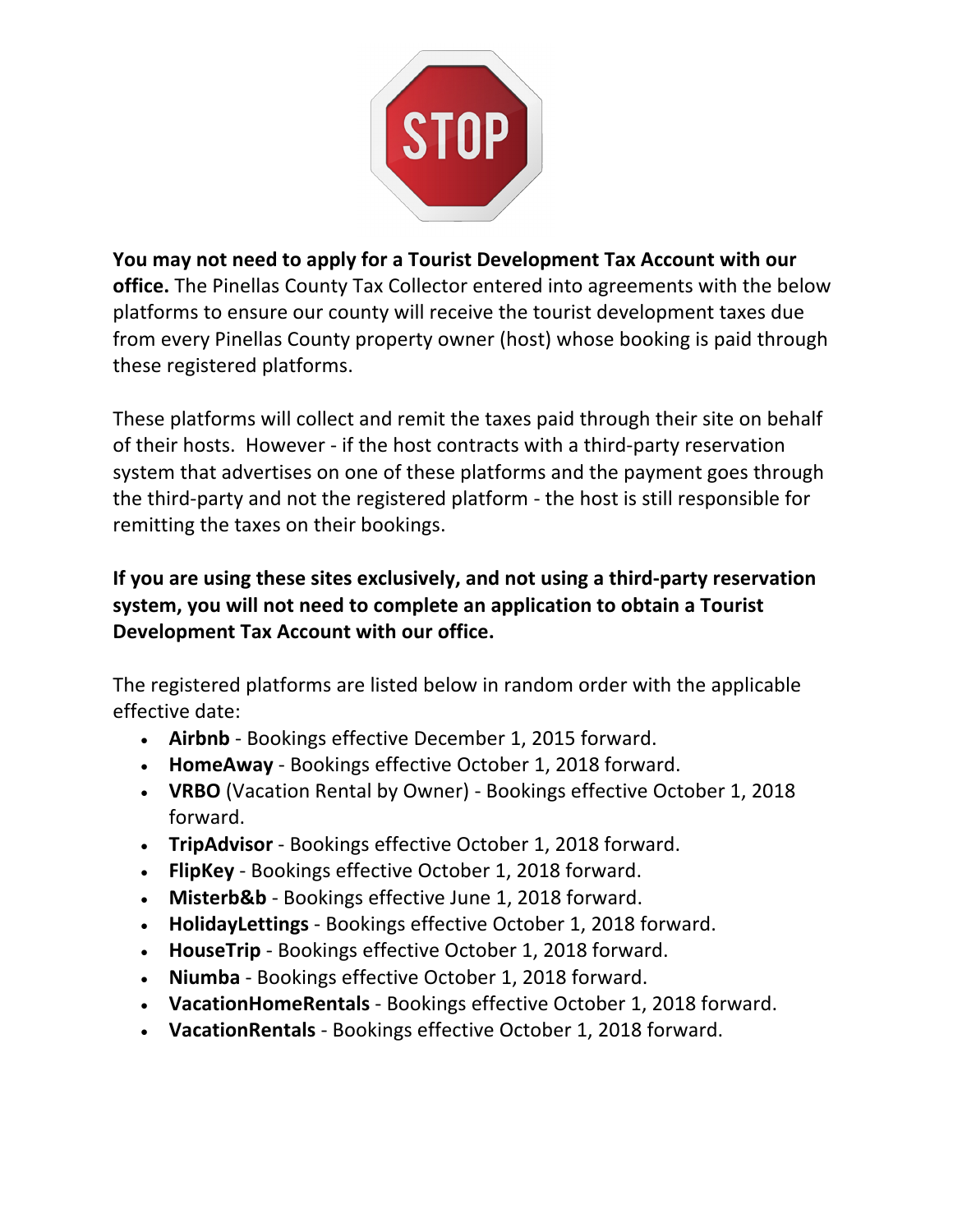**You may not need to apply for a Tourist Development Tax Account with our office.** The Pinellas County Tax Collector entered into agreements with the below platforms to ensure our county will receive the tourist development taxes due from every Pinellas County property owner (host) whose booking is paid through these registered platforms.

These platforms will collect and remit the taxes paid through their site on behalf of their hosts. However - if the host contracts with a third-party reservation system that advertises on one of these platforms and the payment goes through the third-party and not the registered platform - the host is still responsible for remitting the taxes on their bookings.

**If you are using these sites exclusively, and not using a third-party reservation system, you will not need to complete an application to obtain a Tourist Development Tax Account with our office.**

The registered platforms are listed below in random order with the applicable effective date:

- **Airbnb** - Bookings effective December 1, 2015 forward.
- **HomeAway** - Bookings effective October 1, 2018 forward.
- **VRBO** (Vacation Rental by Owner) - Bookings effective October 1, 2018 forward.
- **TripAdvisor** - Bookings effective October 1, 2018 forward.
- **FlipKey** - Bookings effective October 1, 2018 forward.
- **Misterb&b** - Bookings effective June 1, 2018 forward.
- **HolidayLettings** - Bookings effective October 1, 2018 forward.
- **HouseTrip** - Bookings effective October 1, 2018 forward.
- **Niumba** - Bookings effective October 1, 2018 forward.
- **VacationHomeRentals** - Bookings effective October 1, 2018 forward.
- **VacationRentals** - Bookings effective October 1, 2018 forward.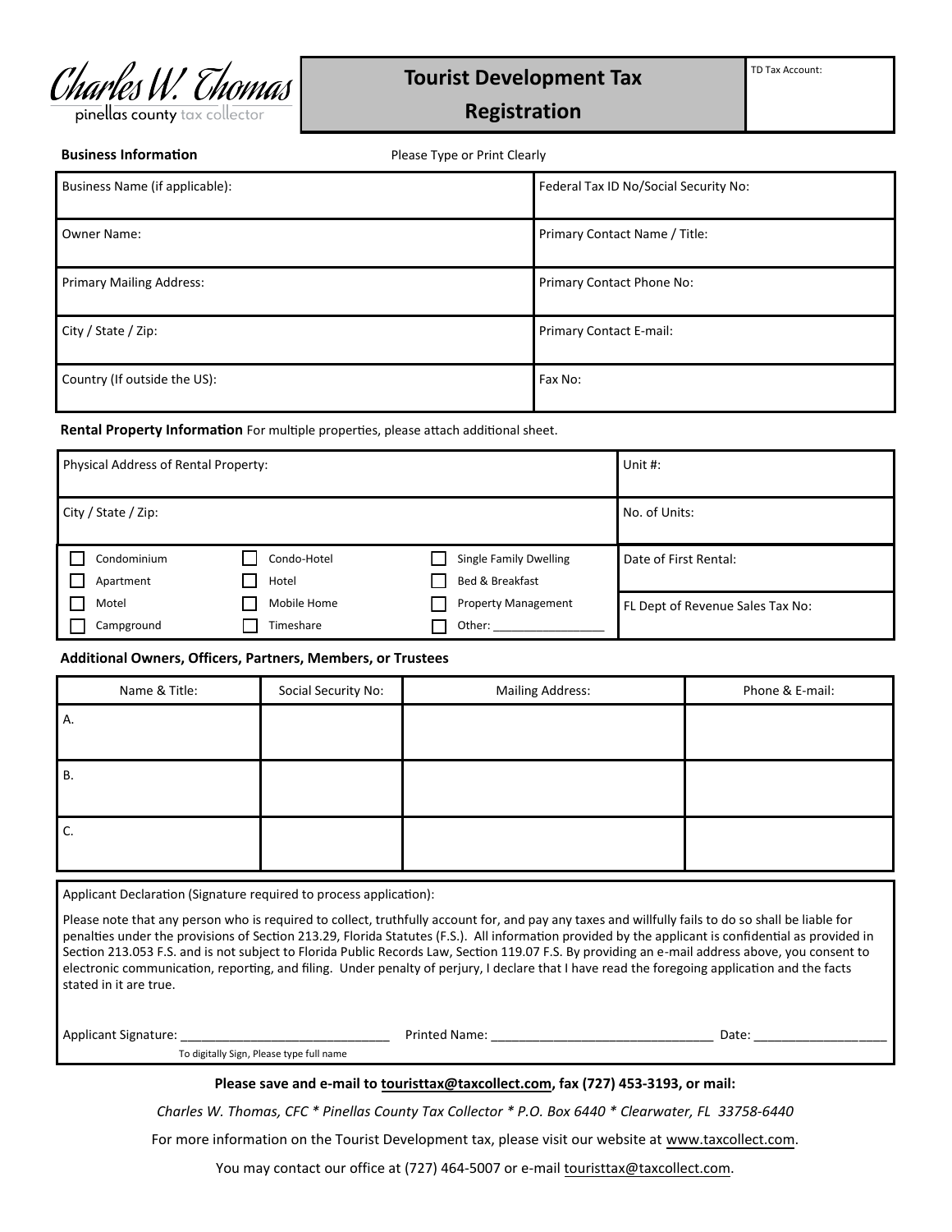Charles W. Thomas
pinellas county tax collector

# Tourist Development Tax Registration

TD Tax Account:

**Business Information** Please Type or Print Clearly

| | |
|---|---|
| Business Name (if applicable): | Federal Tax ID No/Social Security No: |
| Owner Name: | Primary Contact Name / Title: |
| Primary Mailing Address: | Primary Contact Phone No: |
| City / State / Zip: | Primary Contact E-mail: |
| Country (If outside the US): | Fax No: |

**Rental Property Information** For multiple properties, please attach additional sheet.

| | |
|---|---|
| Physical Address of Rental Property: | Unit #: |
| City / State / Zip: | No. of Units: |
| ☐ Condominium ☐ Condo-Hotel ☐ Single Family Dwelling ☐ Apartment ☐ Hotel ☐ Bed & Breakfast | Date of First Rental: |
| ☐ Motel ☐ Mobile Home ☐ Property Management ☐ Campground ☐ Timeshare ☐ Other: _________________ | FL Dept of Revenue Sales Tax No: |

**Additional Owners, Officers, Partners, Members, or Trustees**

| Name & Title: | Social Security No: | Mailing Address: | Phone & E-mail: |
|---|---|---|---|
| A. | | | |
| B. | | | |
| C. | | | |

Applicant Declaration (Signature required to process application):

Please note that any person who is required to collect, truthfully account for, and pay any taxes and willfully fails to do so shall be liable for penalties under the provisions of Section 213.29, Florida Statutes (F.S.). All information provided by the applicant is confidential as provided in Section 213.053 F.S. and is not subject to Florida Public Records Law, Section 119.07 F.S. By providing an e-mail address above, you consent to electronic communication, reporting, and filing. Under penalty of perjury, I declare that I have read the foregoing application and the facts stated in it are true.

Applicant Signature: _____________________________ Printed Name: _______________________________ Date: __________________
To digitally Sign, Please type full name

**Please save and e-mail to touristtax@taxcollect.com, fax (727) 453-3193, or mail:**

*Charles W. Thomas, CFC * Pinellas County Tax Collector * P.O. Box 6440 * Clearwater, FL 33758-6440*

For more information on the Tourist Development tax, please visit our website at www.taxcollect.com.

You may contact our office at (727) 464-5007 or e-mail touristtax@taxcollect.com.